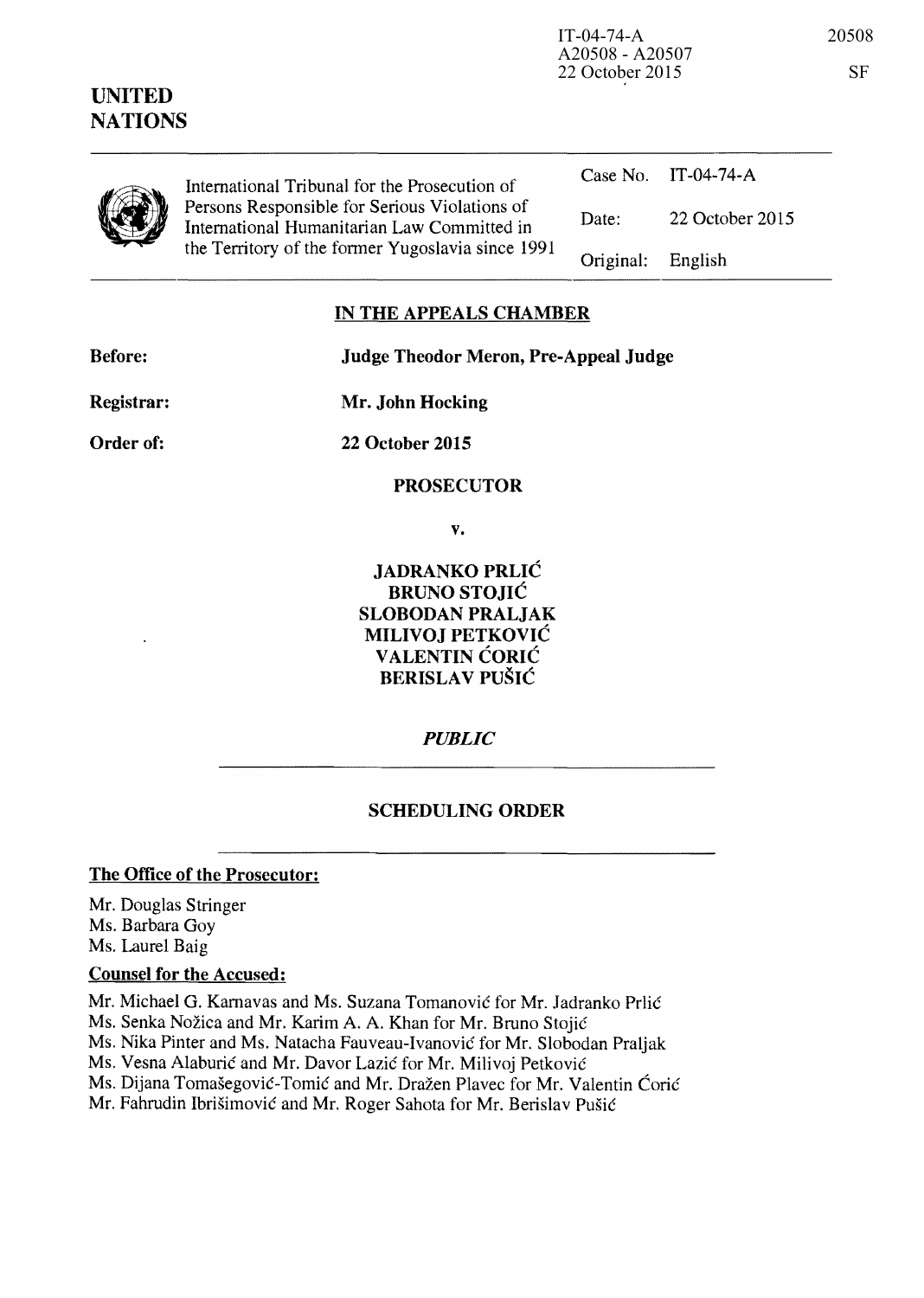IT-04-74-A
A20508 - A20507
22 October 2015

20508

SF

**UNITED NATIONS**

| International Tribunal for the Prosecution of Persons Responsible for Serious Violations of International Humanitarian Law Committed in the Territory of the former Yugoslavia since 1991 | Case No. | IT-04-74-A |
|---|---|---|
| | Date: | 22 October 2015 |
| | Original: | English |

## IN THE APPEALS CHAMBER

**Before:** **Judge Theodor Meron, Pre-Appeal Judge**

**Registrar:** **Mr. John Hocking**

**Order of:** **22 October 2015**

**PROSECUTOR**

**v.**

**JADRANKO PRLIĆ**
**BRUNO STOJIĆ**
**SLOBODAN PRALJAK**
**MILIVOJ PETKOVIĆ**
**VALENTIN ĆORIĆ**
**BERISLAV PUŠIĆ**

***PUBLIC***

**SCHEDULING ORDER**

**The Office of the Prosecutor:**

Mr. Douglas Stringer
Ms. Barbara Goy
Ms. Laurel Baig

**Counsel for the Accused:**

Mr. Michael G. Karnavas and Ms. Suzana Tomanović for Mr. Jadranko Prlić
Ms. Senka Nožica and Mr. Karim A. A. Khan for Mr. Bruno Stojić
Ms. Nika Pinter and Ms. Natacha Fauveau-Ivanović for Mr. Slobodan Praljak
Ms. Vesna Alaburić and Mr. Davor Lazić for Mr. Milivoj Petković
Ms. Dijana Tomašegović-Tomić and Mr. Dražen Plavec for Mr. Valentin Ćorić
Mr. Fahrudin Ibrišimović and Mr. Roger Sahota for Mr. Berislav Pušić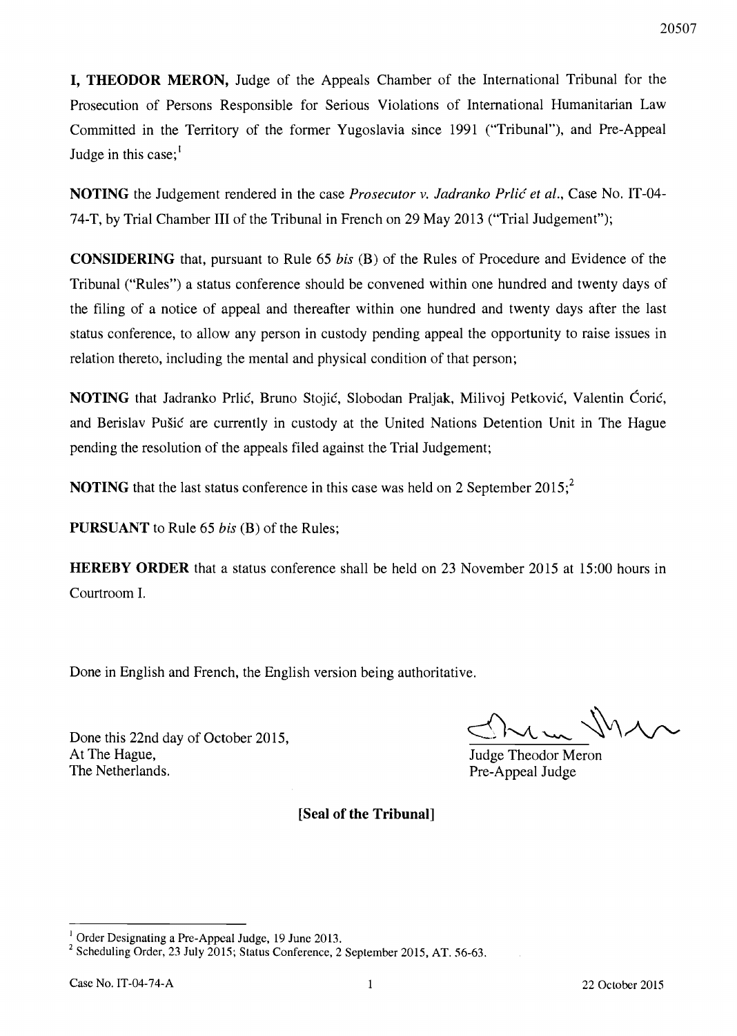**I, THEODOR MERON,** Judge of the Appeals Chamber of the International Tribunal for the Prosecution of Persons Responsible for Serious Violations of International Humanitarian Law Committed in the Territory of the former Yugoslavia since 1991 ("Tribunal"), and Pre-Appeal Judge in this case;[1]

**NOTING** the Judgement rendered in the case *Prosecutor v. Jadranko Prlić et al.*, Case No. IT-04-74-T, by Trial Chamber III of the Tribunal in French on 29 May 2013 ("Trial Judgement");

**CONSIDERING** that, pursuant to Rule 65 *bis* (B) of the Rules of Procedure and Evidence of the Tribunal ("Rules") a status conference should be convened within one hundred and twenty days of the filing of a notice of appeal and thereafter within one hundred and twenty days after the last status conference, to allow any person in custody pending appeal the opportunity to raise issues in relation thereto, including the mental and physical condition of that person;

**NOTING** that Jadranko Prlić, Bruno Stojić, Slobodan Praljak, Milivoj Petković, Valentin Ćorić, and Berislav Pušić are currently in custody at the United Nations Detention Unit in The Hague pending the resolution of the appeals filed against the Trial Judgement;

**NOTING** that the last status conference in this case was held on 2 September 2015;[2]

**PURSUANT** to Rule 65 *bis* (B) of the Rules;

**HEREBY ORDER** that a status conference shall be held on 23 November 2015 at 15:00 hours in Courtroom I.

Done in English and French, the English version being authoritative.

Done this 22nd day of October 2015,
At The Hague,
The Netherlands.

Judge Theodor Meron
Pre-Appeal Judge

**[Seal of the Tribunal]**

---

[1] Order Designating a Pre-Appeal Judge, 19 June 2013.

[2] Scheduling Order, 23 July 2015; Status Conference, 2 September 2015, AT. 56-63.